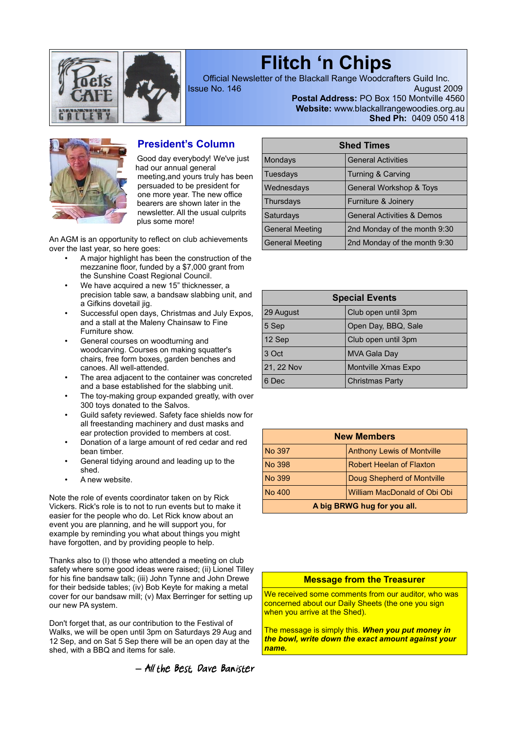# Flitch 'n Chips

Official Newsletter of the Blackall Range Woodcrafters Guild Inc.

Issue No. 146 — August 2009

**Postal Address:** PO Box 150 Montville 4560
**Website:** www.blackallrangewoodies.org.au
**Shed Ph:** 0409 050 418

## President's Column

Good day everybody! We've just had our annual general meeting,and yours truly has been persuaded to be president for one more year. The new office bearers are shown later in the newsletter. All the usual culprits plus some more!

An AGM is an opportunity to reflect on club achievements over the last year, so here goes:

- A major highlight has been the construction of the mezzanine floor, funded by a $7,000 grant from the Sunshine Coast Regional Council.
- We have acquired a new 15" thicknesser, a precision table saw, a bandsaw slabbing unit, and a Gifkins dovetail jig.
- Successful open days, Christmas and July Expos, and a stall at the Maleny Chainsaw to Fine Furniture show.
- General courses on woodturning and woodcarving. Courses on making squatter's chairs, free form boxes, garden benches and canoes. All well-attended.
- The area adjacent to the container was concreted and a base established for the slabbing unit.
- The toy-making group expanded greatly, with over 300 toys donated to the Salvos.
- Guild safety reviewed. Safety face shields now for all freestanding machinery and dust masks and ear protection provided to members at cost.
- Donation of a large amount of red cedar and red bean timber.
- General tidying around and leading up to the shed.
- A new website.

Note the role of events coordinator taken on by Rick Vickers. Rick's role is to not to run events but to make it easier for the people who do. Let Rick know about an event you are planning, and he will support you, for example by reminding you what about things you might have forgotten, and by providing people to help.

Thanks also to (I) those who attended a meeting on club safety where some good ideas were raised; (ii) Lionel Tilley for his fine bandsaw talk; (iii) John Tynne and John Drewe for their bedside tables; (iv) Bob Keyte for making a metal cover for our bandsaw mill; (v) Max Berringer for setting up our new PA system.

Don't forget that, as our contribution to the Festival of Walks, we will be open until 3pm on Saturdays 29 Aug and 12 Sep, and on Sat 5 Sep there will be an open day at the shed, with a BBQ and items for sale.

*– All the Best, Dave Banister*

| Shed Times | |
|---|---|
| Mondays | General Activities |
| Tuesdays | Turning & Carving |
| Wednesdays | General Workshop & Toys |
| Thursdays | Furniture & Joinery |
| Saturdays | General Activities & Demos |
| General Meeting | 2nd Monday of the month 9:30 |
| General Meeting | 2nd Monday of the month 9:30 |

| Special Events | |
|---|---|
| 29 August | Club open until 3pm |
| 5 Sep | Open Day, BBQ, Sale |
| 12 Sep | Club open until 3pm |
| 3 Oct | MVA Gala Day |
| 21, 22 Nov | Montville Xmas Expo |
| 6 Dec | Christmas Party |

| New Members | |
|---|---|
| No 397 | Anthony Lewis of Montville |
| No 398 | Robert Heelan of Flaxton |
| No 399 | Doug Shepherd of Montville |
| No 400 | William MacDonald of Obi Obi |
| **A big BRWG hug for you all.** | |

## Message from the Treasurer

We received some comments from our auditor, who was concerned about our Daily Sheets (the one you sign when you arrive at the Shed).

The message is simply this. ***When you put money in the bowl, write down the exact amount against your name.***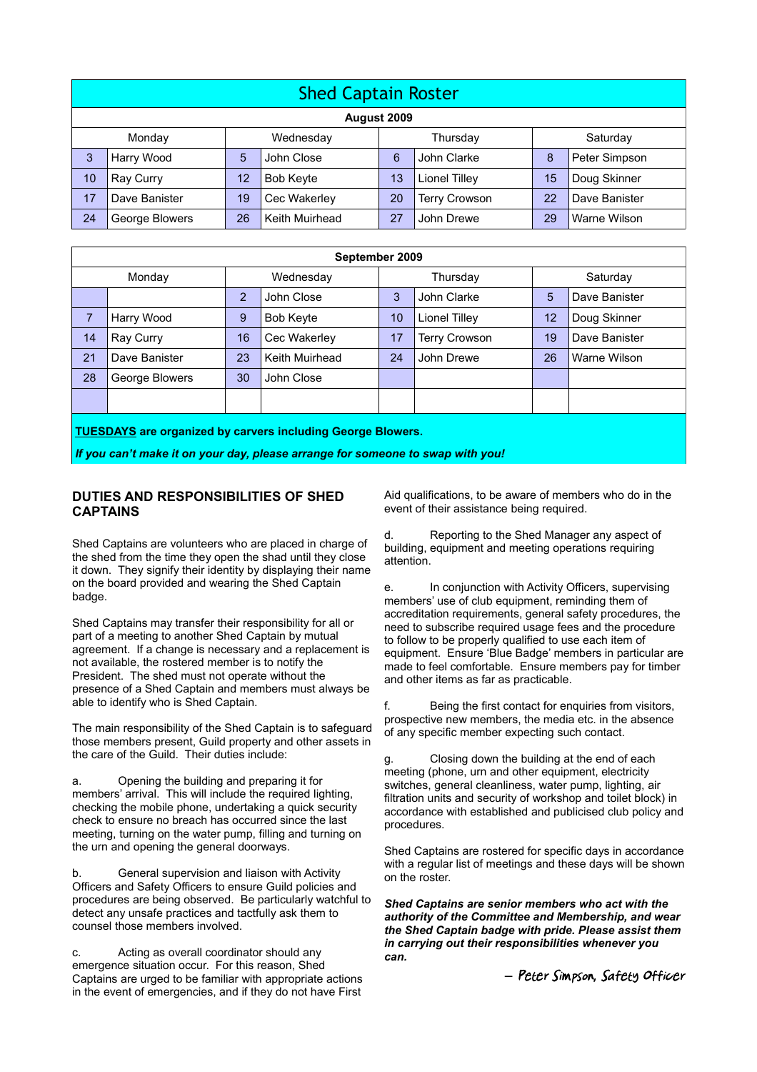# Shed Captain Roster

**August 2009**

| Monday | | Wednesday | | Thursday | | Saturday | |
|---|---|---|---|---|---|---|---|
| 3 | Harry Wood | 5 | John Close | 6 | John Clarke | 8 | Peter Simpson |
| 10 | Ray Curry | 12 | Bob Keyte | 13 | Lionel Tilley | 15 | Doug Skinner |
| 17 | Dave Banister | 19 | Cec Wakerley | 20 | Terry Crowson | 22 | Dave Banister |
| 24 | George Blowers | 26 | Keith Muirhead | 27 | John Drewe | 29 | Warne Wilson |

**September 2009**

| Monday | | Wednesday | | Thursday | | Saturday | |
|---|---|---|---|---|---|---|---|
| | | 2 | John Close | 3 | John Clarke | 5 | Dave Banister |
| 7 | Harry Wood | 9 | Bob Keyte | 10 | Lionel Tilley | 12 | Doug Skinner |
| 14 | Ray Curry | 16 | Cec Wakerley | 17 | Terry Crowson | 19 | Dave Banister |
| 21 | Dave Banister | 23 | Keith Muirhead | 24 | John Drewe | 26 | Warne Wilson |
| 28 | George Blowers | 30 | John Close | | | | |

**TUESDAYS are organized by carvers including George Blowers.**

***If you can't make it on your day, please arrange for someone to swap with you!***

## DUTIES AND RESPONSIBILITIES OF SHED CAPTAINS

Shed Captains are volunteers who are placed in charge of the shed from the time they open the shad until they close it down. They signify their identity by displaying their name on the board provided and wearing the Shed Captain badge.

Shed Captains may transfer their responsibility for all or part of a meeting to another Shed Captain by mutual agreement. If a change is necessary and a replacement is not available, the rostered member is to notify the President. The shed must not operate without the presence of a Shed Captain and members must always be able to identify who is Shed Captain.

The main responsibility of the Shed Captain is to safeguard those members present, Guild property and other assets in the care of the Guild. Their duties include:

a. Opening the building and preparing it for members' arrival. This will include the required lighting, checking the mobile phone, undertaking a quick security check to ensure no breach has occurred since the last meeting, turning on the water pump, filling and turning on the urn and opening the general doorways.

b. General supervision and liaison with Activity Officers and Safety Officers to ensure Guild policies and procedures are being observed. Be particularly watchful to detect any unsafe practices and tactfully ask them to counsel those members involved.

c. Acting as overall coordinator should any emergence situation occur. For this reason, Shed Captains are urged to be familiar with appropriate actions in the event of emergencies, and if they do not have First Aid qualifications, to be aware of members who do in the event of their assistance being required.

d. Reporting to the Shed Manager any aspect of building, equipment and meeting operations requiring attention.

e. In conjunction with Activity Officers, supervising members' use of club equipment, reminding them of accreditation requirements, general safety procedures, the need to subscribe required usage fees and the procedure to follow to be properly qualified to use each item of equipment. Ensure 'Blue Badge' members in particular are made to feel comfortable. Ensure members pay for timber and other items as far as practicable.

f. Being the first contact for enquiries from visitors, prospective new members, the media etc. in the absence of any specific member expecting such contact.

g. Closing down the building at the end of each meeting (phone, urn and other equipment, electricity switches, general cleanliness, water pump, lighting, air filtration units and security of workshop and toilet block) in accordance with established and publicised club policy and procedures.

Shed Captains are rostered for specific days in accordance with a regular list of meetings and these days will be shown on the roster.

***Shed Captains are senior members who act with the authority of the Committee and Membership, and wear the Shed Captain badge with pride. Please assist them in carrying out their responsibilities whenever you can.***

– Peter Simpson, Safety Officer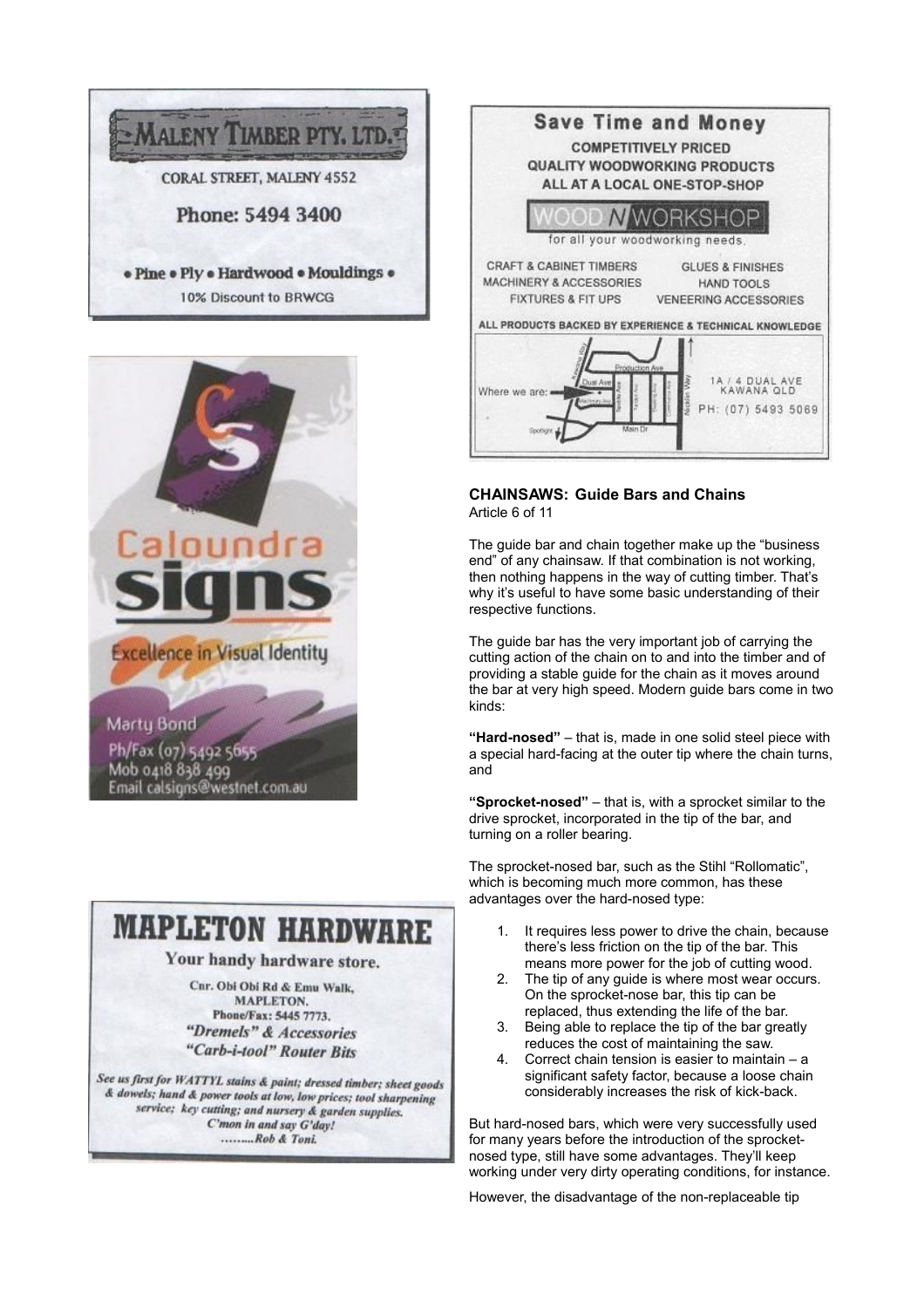MALENY TIMBER PTY. LTD.

CORAL STREET, MALENY 4552

Phone: 5494 3400

• Pine • Ply • Hardwood • Mouldings •

10% Discount to BRWCG

Caloundra signs

Excellence in Visual Identity

Marty Bond

Ph/Fax (07) 5492 5655

Mob 0418 838 499

Email calsigns@westnet.com.au

# MAPLETON HARDWARE

Your handy hardware store.

Cnr. Obi Obi Rd & Emu Walk, MAPLETON.

Phone/Fax: 5445 7773.

*"Dremels" & Accessories*

*"Carb-i-tool" Router Bits*

*See us first for WATTYL stains & paint; dressed timber; sheet goods & dowels; hand & power tools at low, low prices; tool sharpening service; key cutting; and nursery & garden supplies.*

*C'mon in and say G'day!*

*........Rob & Toni.*

**Save Time and Money**

COMPETITIVELY PRICED QUALITY WOODWORKING PRODUCTS ALL AT A LOCAL ONE-STOP-SHOP

WOOD N WORKSHOP

for all your woodworking needs.

CRAFT & CABINET TIMBERS · GLUES & FINISHES · MACHINERY & ACCESSORIES · HAND TOOLS · FIXTURES & FIT UPS · VENEERING ACCESSORIES

ALL PRODUCTS BACKED BY EXPERIENCE & TECHNICAL KNOWLEDGE

Where we are: 1A / 4 DUAL AVE KAWANA QLD

PH: (07) 5493 5069

### CHAINSAWS: Guide Bars and Chains

Article 6 of 11

The guide bar and chain together make up the "business end" of any chainsaw. If that combination is not working, then nothing happens in the way of cutting timber. That's why it's useful to have some basic understanding of their respective functions.

The guide bar has the very important job of carrying the cutting action of the chain on to and into the timber and of providing a stable guide for the chain as it moves around the bar at very high speed. Modern guide bars come in two kinds:

**"Hard-nosed"** – that is, made in one solid steel piece with a special hard-facing at the outer tip where the chain turns, and

**"Sprocket-nosed"** – that is, with a sprocket similar to the drive sprocket, incorporated in the tip of the bar, and turning on a roller bearing.

The sprocket-nosed bar, such as the Stihl "Rollomatic", which is becoming much more common, has these advantages over the hard-nosed type:

1. It requires less power to drive the chain, because there's less friction on the tip of the bar. This means more power for the job of cutting wood.
2. The tip of any guide is where most wear occurs. On the sprocket-nose bar, this tip can be replaced, thus extending the life of the bar.
3. Being able to replace the tip of the bar greatly reduces the cost of maintaining the saw.
4. Correct chain tension is easier to maintain – a significant safety factor, because a loose chain considerably increases the risk of kick-back.

But hard-nosed bars, which were very successfully used for many years before the introduction of the sprocket-nosed type, still have some advantages. They'll keep working under very dirty operating conditions, for instance.

However, the disadvantage of the non-replaceable tip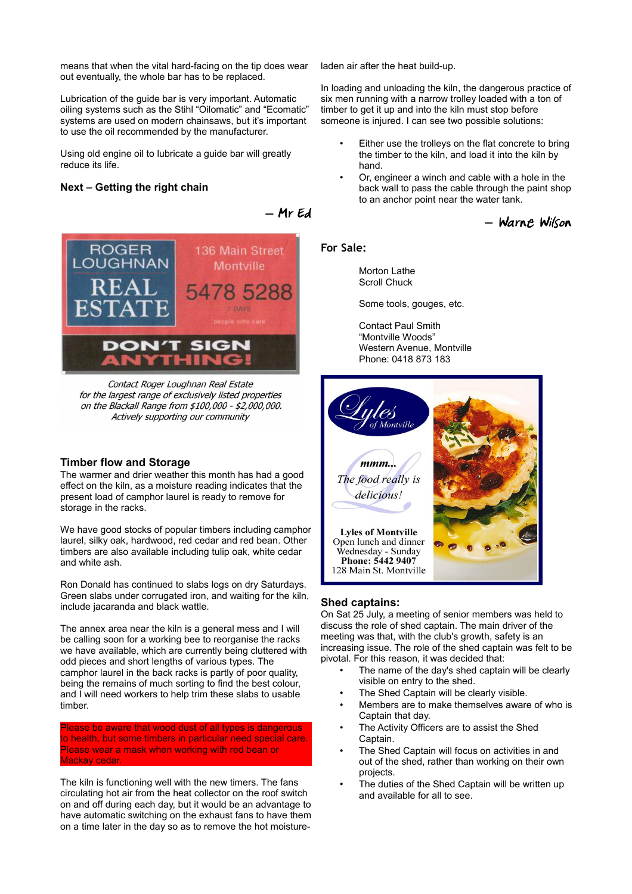means that when the vital hard-facing on the tip does wear out eventually, the whole bar has to be replaced.

Lubrication of the guide bar is very important. Automatic oiling systems such as the Stihl "Oilomatic" and "Ecomatic" systems are used on modern chainsaws, but it's important to use the oil recommended by the manufacturer.

Using old engine oil to lubricate a guide bar will greatly reduce its life.

**Next – Getting the right chain**

– Mr Ed

ROGER LOUGHNAN REAL ESTATE
136 Main Street Montville
5478 5288
7 DAYS
people who care
DON'T SIGN ANYTHING!

*Contact Roger Loughnan Real Estate for the largest range of exclusively listed properties on the Blackall Range from $100,000 - $2,000,000. Actively supporting our community*

## Timber flow and Storage

The warmer and drier weather this month has had a good effect on the kiln, as a moisture reading indicates that the present load of camphor laurel is ready to remove for storage in the racks.

We have good stocks of popular timbers including camphor laurel, silky oak, hardwood, red cedar and red bean. Other timbers are also available including tulip oak, white cedar and white ash.

Ron Donald has continued to slabs logs on dry Saturdays. Green slabs under corrugated iron, and waiting for the kiln, include jacaranda and black wattle.

The annex area near the kiln is a general mess and I will be calling soon for a working bee to reorganise the racks we have available, which are currently being cluttered with odd pieces and short lengths of various types. The camphor laurel in the back racks is partly of poor quality, being the remains of much sorting to find the best colour, and I will need workers to help trim these slabs to usable timber.

Please be aware that wood dust of all types is dangerous to health, but some timbers in particular need special care. Please wear a mask when working with red bean or Mackay cedar.

The kiln is functioning well with the new timers. The fans circulating hot air from the heat collector on the roof switch on and off during each day, but it would be an advantage to have automatic switching on the exhaust fans to have them on a time later in the day so as to remove the hot moisture-laden air after the heat build-up.

In loading and unloading the kiln, the dangerous practice of six men running with a narrow trolley loaded with a ton of timber to get it up and into the kiln must stop before someone is injured. I can see two possible solutions:

- Either use the trolleys on the flat concrete to bring the timber to the kiln, and load it into the kiln by hand.
- Or, engineer a winch and cable with a hole in the back wall to pass the cable through the paint shop to an anchor point near the water tank.

– Warne Wilson

## For Sale:

Morton Lathe
Scroll Chuck

Some tools, gouges, etc.

Contact Paul Smith
"Montville Woods"
Western Avenue, Montville
Phone: 0418 873 183

Lyles of Montville

*mmm... The food really is delicious!*

**Lyles of Montville**
Open lunch and dinner
Wednesday - Sunday
**Phone: 5442 9407**
128 Main St. Montville

## Shed captains:

On Sat 25 July, a meeting of senior members was held to discuss the role of shed captain. The main driver of the meeting was that, with the club's growth, safety is an increasing issue. The role of the shed captain was felt to be pivotal. For this reason, it was decided that:

- The name of the day's shed captain will be clearly visible on entry to the shed.
- The Shed Captain will be clearly visible.
- Members are to make themselves aware of who is Captain that day.
- The Activity Officers are to assist the Shed Captain.
- The Shed Captain will focus on activities in and out of the shed, rather than working on their own projects.
- The duties of the Shed Captain will be written up and available for all to see.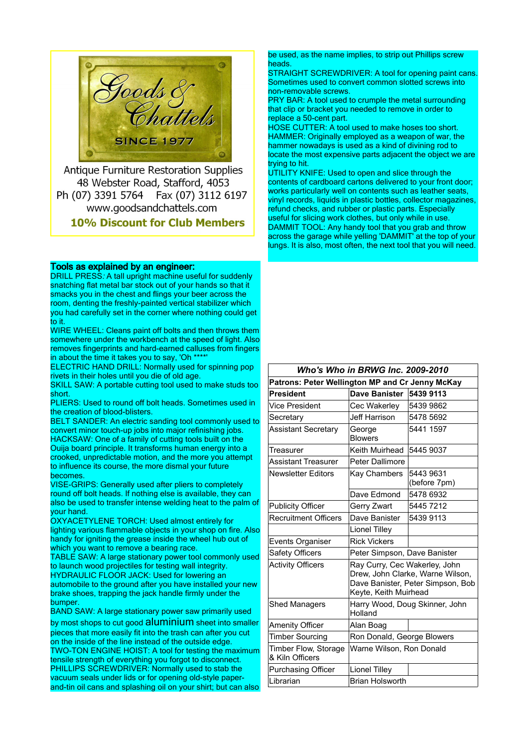Goods & Chattels

SINCE 1977

Antique Furniture Restoration Supplies
48 Webster Road, Stafford, 4053
Ph (07) 3391 5764 Fax (07) 3112 6197
www.goodsandchattels.com

**10% Discount for Club Members**

**Tools as explained by an engineer:**

DRILL PRESS*:* A tall upright machine useful for suddenly snatching flat metal bar stock out of your hands so that it smacks you in the chest and flings your beer across the room, denting the freshly-painted vertical stabilizer which you had carefully set in the corner where nothing could get to it.

WIRE WHEEL: Cleans paint off bolts and then throws them somewhere under the workbench at the speed of light. Also removes fingerprints and hard-earned calluses from fingers in about the time it takes you to say, 'Oh ****'

ELECTRIC HAND DRILL: Normally used for spinning pop rivets in their holes until you die of old age.

SKILL SAW: A portable cutting tool used to make studs too short.

PLIERS: Used to round off bolt heads. Sometimes used in the creation of blood-blisters.

BELT SANDER: An electric sanding tool commonly used to convert minor touch-up jobs into major refinishing jobs.

HACKSAW: One of a family of cutting tools built on the Ouija board principle. It transforms human energy into a crooked, unpredictable motion, and the more you attempt to influence its course, the more dismal your future becomes.

VISE-GRIPS: Generally used after pliers to completely round off bolt heads. If nothing else is available, they can also be used to transfer intense welding heat to the palm of your hand.

OXYACETYLENE TORCH: Used almost entirely for lighting various flammable objects in your shop on fire. Also handy for igniting the grease inside the wheel hub out of which you want to remove a bearing race.

TABLE SAW: A large stationary power tool commonly used to launch wood projectiles for testing wall integrity.

HYDRAULIC FLOOR JACK: Used for lowering an automobile to the ground after you have installed your new brake shoes, trapping the jack handle firmly under the bumper.

BAND SAW: A large stationary power saw primarily used by most shops to cut good aluminium sheet into smaller pieces that more easily fit into the trash can after you cut on the inside of the line instead of the outside edge.

TWO-TON ENGINE HOIST: A tool for testing the maximum tensile strength of everything you forgot to disconnect.

PHILLIPS SCREWDRIVER: Normally used to stab the vacuum seals under lids or for opening old-style paper-and-tin oil cans and splashing oil on your shirt; but can also be used, as the name implies, to strip out Phillips screw heads.

STRAIGHT SCREWDRIVER: A tool for opening paint cans. Sometimes used to convert common slotted screws into non-removable screws.

PRY BAR: A tool used to crumple the metal surrounding that clip or bracket you needed to remove in order to replace a 50-cent part.

HOSE CUTTER: A tool used to make hoses too short.

HAMMER: Originally employed as a weapon of war, the hammer nowadays is used as a kind of divining rod to locate the most expensive parts adjacent the object we are trying to hit.

UTILITY KNIFE: Used to open and slice through the contents of cardboard cartons delivered to your front door; works particularly well on contents such as leather seats, vinyl records, liquids in plastic bottles, collector magazines, refund checks, and rubber or plastic parts. Especially useful for slicing work clothes, but only while in use.

DAMMIT TOOL: Any handy tool that you grab and throw across the garage while yelling 'DAMMIT' at the top of your lungs. It is also, most often, the next tool that you will need.

***Who's Who in BRWG Inc. 2009-2010***

**Patrons: Peter Wellington MP and Cr Jenny McKay**

| | | |
|---|---|---|
| **President** | **Dave Banister** | **5439 9113** |
| Vice President | Cec Wakerley | 5439 9862 |
| Secretary | Jeff Harrison | 5478 5692 |
| Assistant Secretary | George Blowers | 5441 1597 |
| Treasurer | Keith Muirhead | 5445 9037 |
| Assistant Treasurer | Peter Dallimore | |
| Newsletter Editors | Kay Chambers | 5443 9631 (before 7pm) |
| | Dave Edmond | 5478 6932 |
| Publicity Officer | Gerry Zwart | 5445 7212 |
| Recruitment Officers | Dave Banister | 5439 9113 |
| | Lionel Tilley | |
| Events Organiser | Rick Vickers | |
| Safety Officers | Peter Simpson, Dave Banister | |
| Activity Officers | Ray Curry, Cec Wakerley, John Drew, John Clarke, Warne Wilson, Dave Banister, Peter Simpson, Bob Keyte, Keith Muirhead | |
| Shed Managers | Harry Wood, Doug Skinner, John Holland | |
| Amenity Officer | Alan Boag | |
| Timber Sourcing | Ron Donald, George Blowers | |
| Timber Flow, Storage & Kiln Officers | Warne Wilson, Ron Donald | |
| Purchasing Officer | Lionel Tilley | |
| Librarian | Brian Holsworth | |